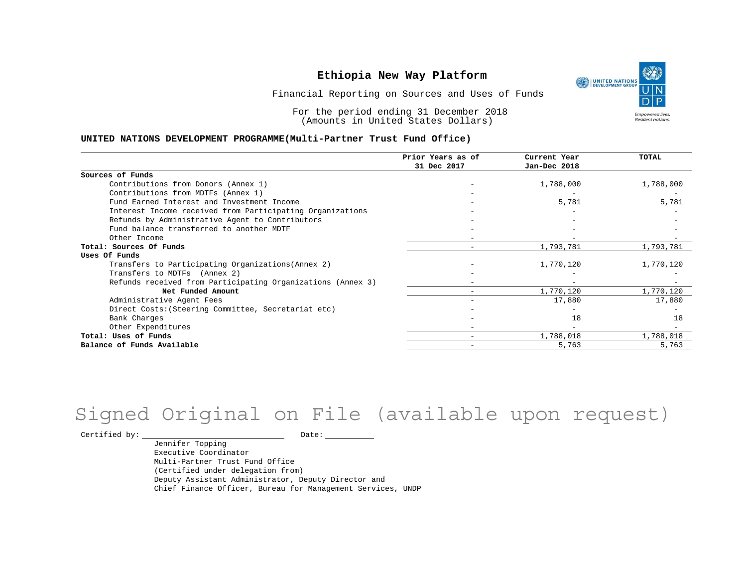# Ethiopia New Way Platform

Financial Reporting on Sources and Uses of Funds

For the period ending 31 December 2018
(Amounts in United States Dollars)

**UNITED NATIONS DEVELOPMENT PROGRAMME(Multi-Partner Trust Fund Office)**

| | Prior Years as of 31 Dec 2017 | Current Year Jan-Dec 2018 | TOTAL |
|---|---|---|---|
| **Sources of Funds** | | | |
| Contributions from Donors (Annex 1) | - | 1,788,000 | 1,788,000 |
| Contributions from MDTFs (Annex 1) | - | - | - |
| Fund Earned Interest and Investment Income | - | 5,781 | 5,781 |
| Interest Income received from Participating Organizations | - | - | - |
| Refunds by Administrative Agent to Contributors | - | - | - |
| Fund balance transferred to another MDTF | - | - | - |
| Other Income | - | - | - |
| **Total: Sources Of Funds** | - | 1,793,781 | 1,793,781 |
| **Uses Of Funds** | | | |
| Transfers to Participating Organizations(Annex 2) | - | 1,770,120 | 1,770,120 |
| Transfers to MDTFs (Annex 2) | - | - | - |
| Refunds received from Participating Organizations (Annex 3) | - | - | - |
| **Net Funded Amount** | - | 1,770,120 | 1,770,120 |
| Administrative Agent Fees | - | 17,880 | 17,880 |
| Direct Costs:(Steering Committee, Secretariat etc) | - | - | - |
| Bank Charges | - | 18 | 18 |
| Other Expenditures | - | - | - |
| **Total: Uses of Funds** | - | 1,788,018 | 1,788,018 |
| **Balance of Funds Available** | - | 5,763 | 5,763 |

Signed Original on File (available upon request)

Certified by: ____________________ Date: __________

Jennifer Topping
Executive Coordinator
Multi-Partner Trust Fund Office
(Certified under delegation from)
Deputy Assistant Administrator, Deputy Director and
Chief Finance Officer, Bureau for Management Services, UNDP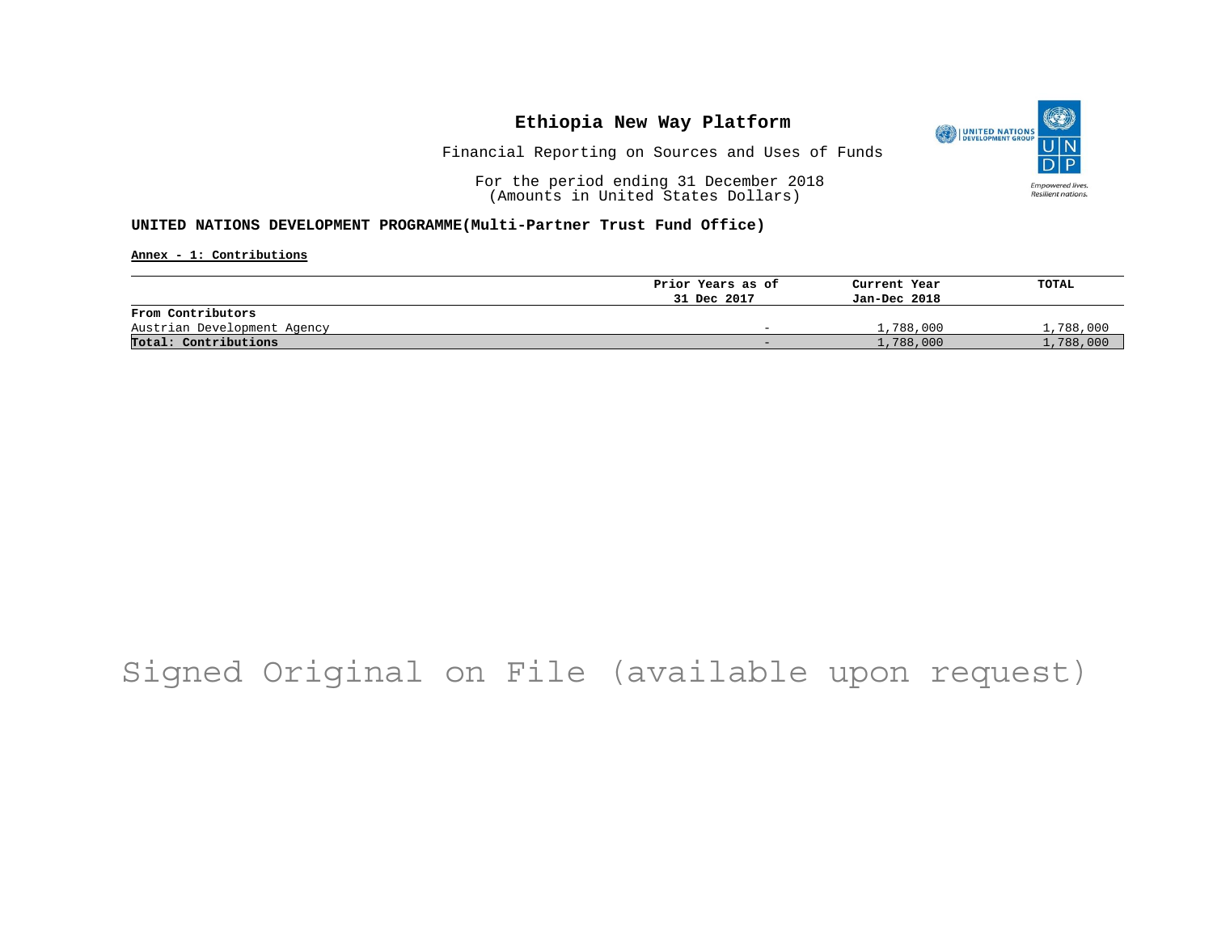# Ethiopia New Way Platform

Financial Reporting on Sources and Uses of Funds

For the period ending 31 December 2018
(Amounts in United States Dollars)

**UNITED NATIONS DEVELOPMENT PROGRAMME(Multi-Partner Trust Fund Office)**

**Annex - 1: Contributions**

| | Prior Years as of 31 Dec 2017 | Current Year Jan-Dec 2018 | TOTAL |
|---|---|---|---|
| **From Contributors** | | | |
| Austrian Development Agency | - | 1,788,000 | 1,788,000 |
| **Total: Contributions** | - | 1,788,000 | 1,788,000 |

Signed Original on File (available upon request)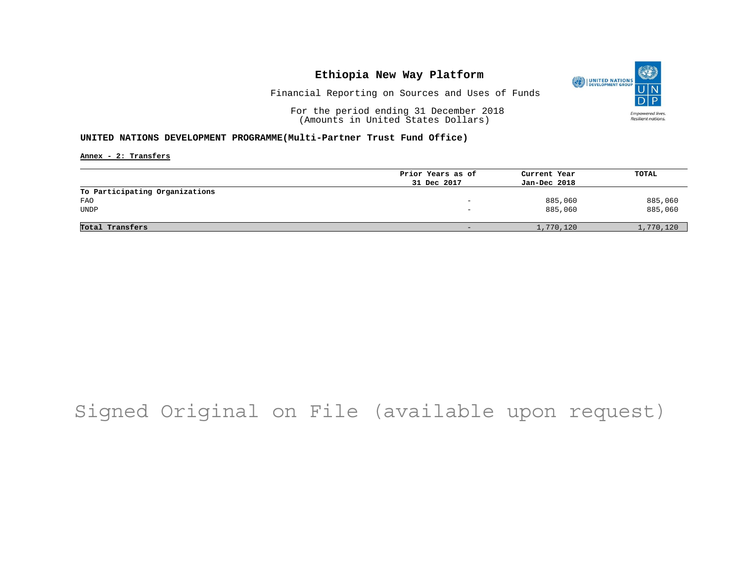# Ethiopia New Way Platform

Financial Reporting on Sources and Uses of Funds

For the period ending 31 December 2018
(Amounts in United States Dollars)

**UNITED NATIONS DEVELOPMENT PROGRAMME(Multi-Partner Trust Fund Office)**

**Annex - 2: Transfers**

| | Prior Years as of 31 Dec 2017 | Current Year Jan-Dec 2018 | TOTAL |
|---|---|---|---|
| **To Participating Organizations** | | | |
| FAO | - | 885,060 | 885,060 |
| UNDP | - | 885,060 | 885,060 |
| **Total Transfers** | - | 1,770,120 | 1,770,120 |

Signed Original on File (available upon request)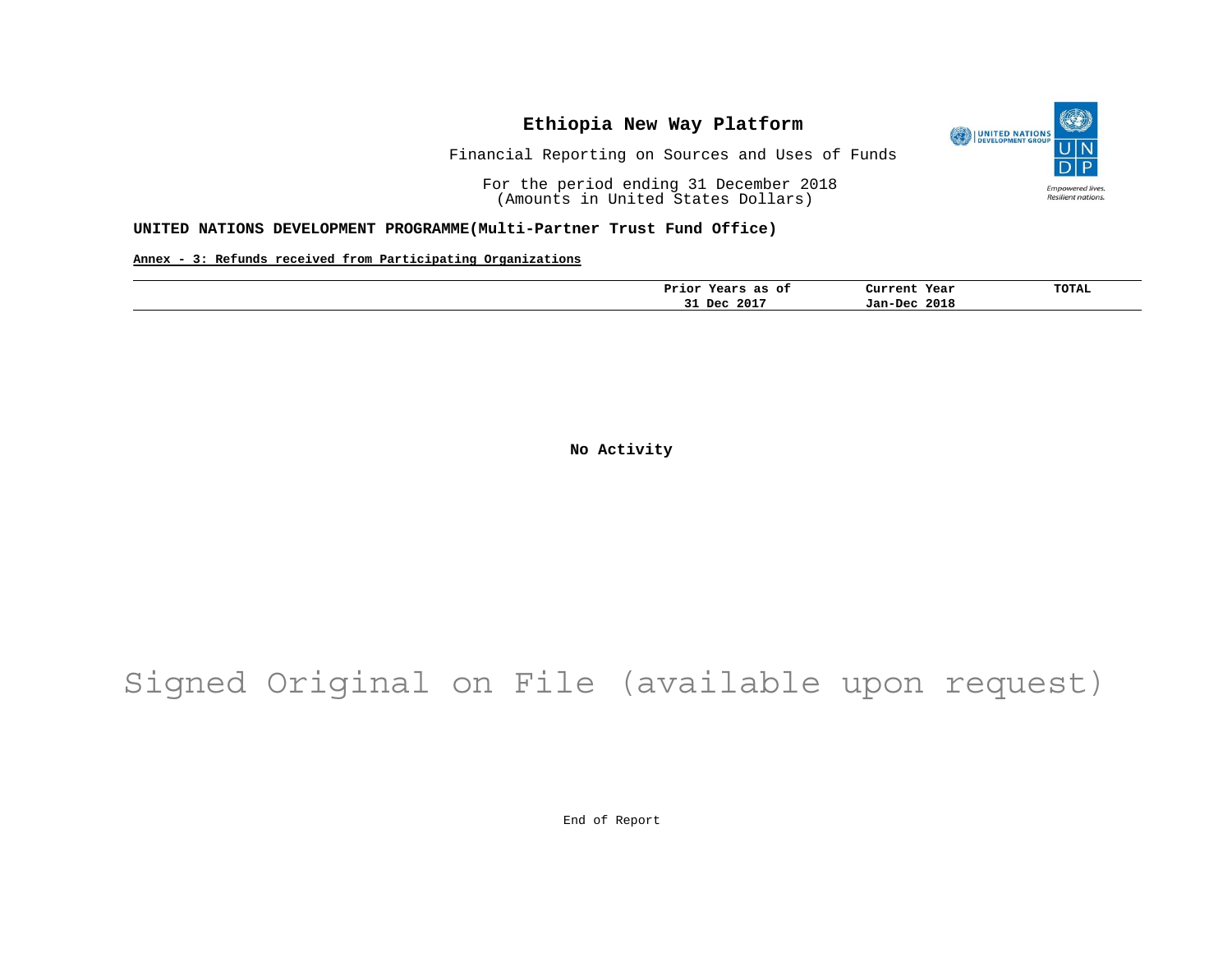# Ethiopia New Way Platform

Financial Reporting on Sources and Uses of Funds

For the period ending 31 December 2018
(Amounts in United States Dollars)

**UNITED NATIONS DEVELOPMENT PROGRAMME(Multi-Partner Trust Fund Office)**

**Annex - 3: Refunds received from Participating Organizations**

| | Prior Years as of 31 Dec 2017 | Current Year Jan-Dec 2018 | TOTAL |
|---|---|---|---|

**No Activity**

Signed Original on File (available upon request)

End of Report